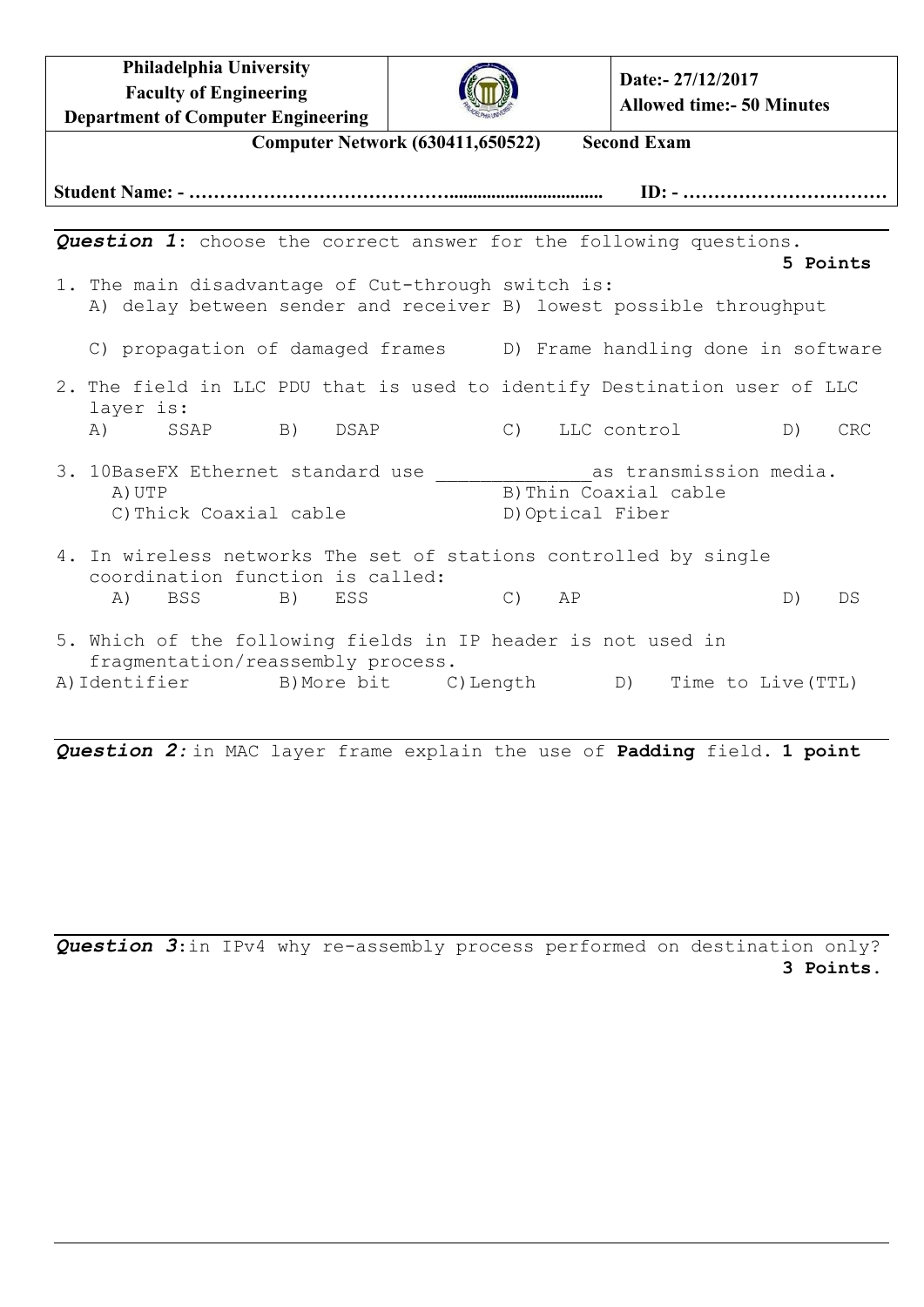| **Philadelphia University**<br>**Faculty of Engineering**<br>**Department of Computer Engineering** | | **Date:- 27/12/2017**<br>**Allowed time:- 50 Minutes** |
|---|---|---|

**Computer Network (630411,650522)     Second Exam**

**Student Name: - …………………………………................................     ID: - ……………………………**

---

***Question 1***: choose the correct answer for the following questions. **5 Points**

1. The main disadvantage of Cut-through switch is:
   A) delay between sender and receiver B) lowest possible throughput
   C) propagation of damaged frames D) Frame handling done in software

2. The field in LLC PDU that is used to identify Destination user of LLC layer is:
   A) SSAP B) DSAP C) LLC control D) CRC

3. 10BaseFX Ethernet standard use ______________as transmission media.
   A) UTP B) Thin Coaxial cable
   C) Thick Coaxial cable D) Optical Fiber

4. In wireless networks The set of stations controlled by single coordination function is called:
   A) BSS B) ESS C) AP D) DS

5. Which of the following fields in IP header is not used in fragmentation/reassembly process.
   A) Identifier B) More bit C) Length D) Time to Live(TTL)

---

***Question 2:*** in MAC layer frame explain the use of **Padding** field. **1 point**

---

***Question 3***: in IPv4 why re-assembly process performed on destination only? **3 Points.**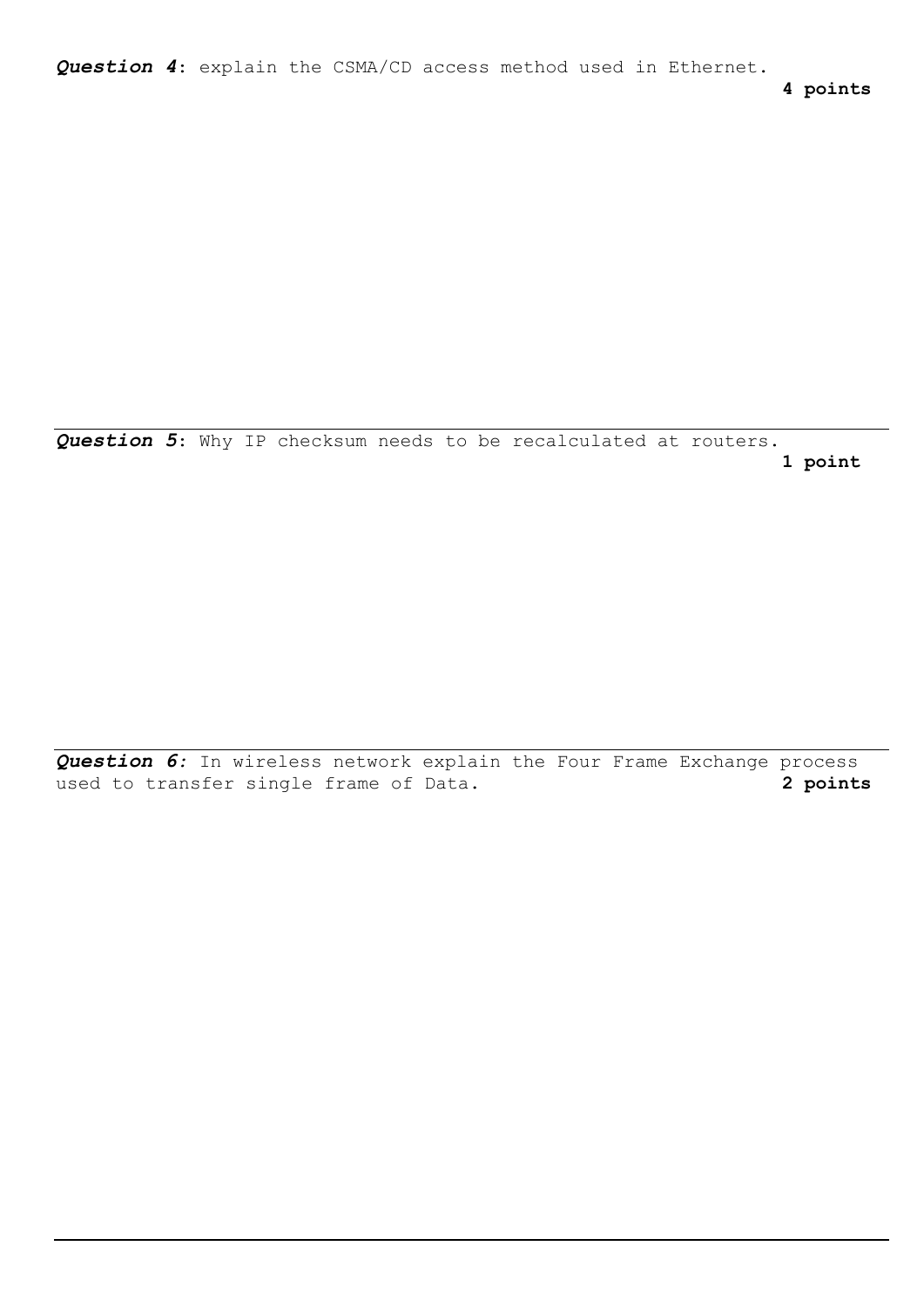***Question 4***: explain the CSMA/CD access method used in Ethernet.

**4 points**

---

***Question 5***: Why IP checksum needs to be recalculated at routers.

**1 point**

---

***Question 6:*** In wireless network explain the Four Frame Exchange process used to transfer single frame of Data.

**2 points**

---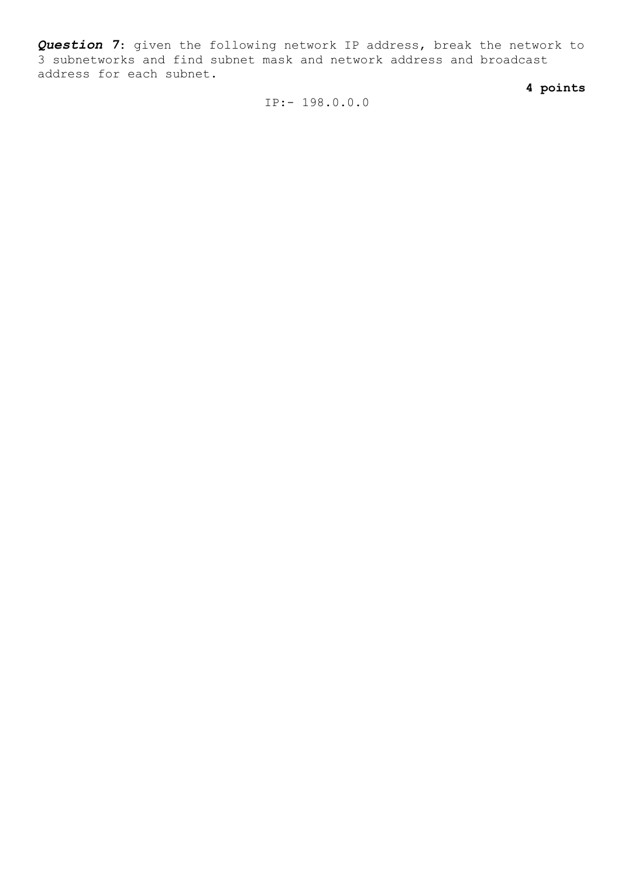***Question* 7**: given the following network IP address, break the network to 3 subnetworks and find subnet mask and network address and broadcast address for each subnet.

**4 points**

IP:- 198.0.0.0